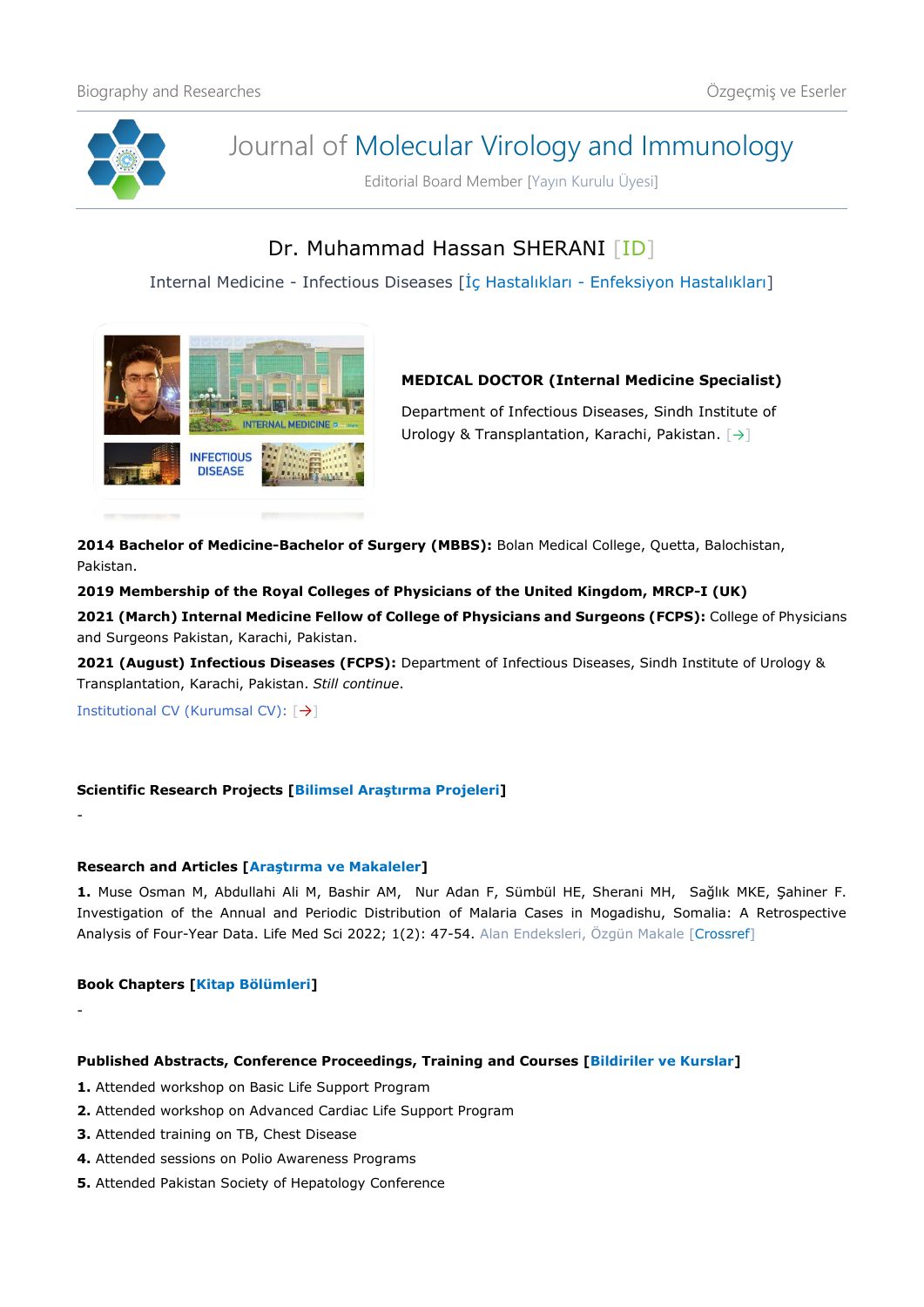# Journal of Molecular Virology and Immunology

Editorial Board Member [Yayın Kurulu Üyesi]

## Dr. Muhammad Hassan SHERANI [ID]

Internal Medicine - Infectious Diseases [İç Hastalıkları - Enfeksiyon Hastalıkları]

**MEDICAL DOCTOR (Internal Medicine Specialist)**

Department of Infectious Diseases, Sindh Institute of Urology & Transplantation, Karachi, Pakistan. [→]

**2014 Bachelor of Medicine-Bachelor of Surgery (MBBS):** Bolan Medical College, Quetta, Balochistan, Pakistan.

**2019 Membership of the Royal Colleges of Physicians of the United Kingdom, MRCP-I (UK)**

**2021 (March) Internal Medicine Fellow of College of Physicians and Surgeons (FCPS):** College of Physicians and Surgeons Pakistan, Karachi, Pakistan.

**2021 (August) Infectious Diseases (FCPS):** Department of Infectious Diseases, Sindh Institute of Urology & Transplantation, Karachi, Pakistan. *Still continue*.

Institutional CV (Kurumsal CV): [→]

### Scientific Research Projects [Bilimsel Araştırma Projeleri]

-

### Research and Articles [Araştırma ve Makaleler]

**1.** Muse Osman M, Abdullahi Ali M, Bashir AM, Nur Adan F, Sümbül HE, Sherani MH, Sağlık MKE, Şahiner F. Investigation of the Annual and Periodic Distribution of Malaria Cases in Mogadishu, Somalia: A Retrospective Analysis of Four-Year Data. Life Med Sci 2022; 1(2): 47-54. Alan Endeksleri, Özgün Makale [Crossref]

### Book Chapters [Kitap Bölümleri]

-

### Published Abstracts, Conference Proceedings, Training and Courses [Bildiriler ve Kurslar]

**1.** Attended workshop on Basic Life Support Program

**2.** Attended workshop on Advanced Cardiac Life Support Program

**3.** Attended training on TB, Chest Disease

**4.** Attended sessions on Polio Awareness Programs

**5.** Attended Pakistan Society of Hepatology Conference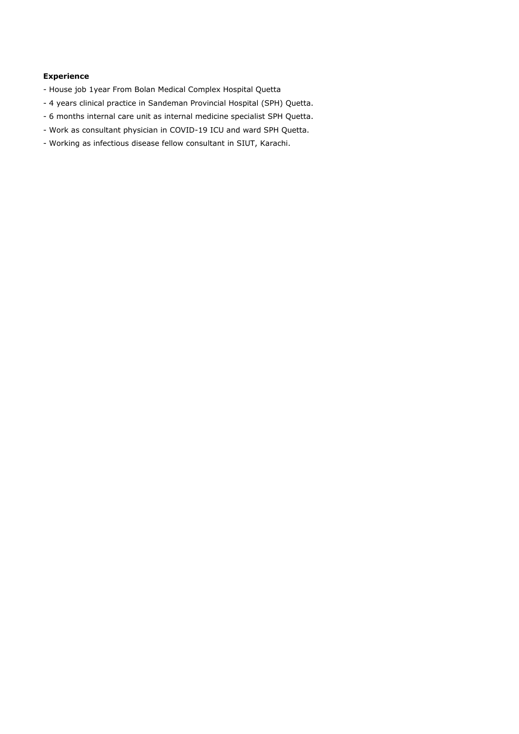**Experience**

- House job 1year From Bolan Medical Complex Hospital Quetta
- 4 years clinical practice in Sandeman Provincial Hospital (SPH) Quetta.
- 6 months internal care unit as internal medicine specialist SPH Quetta.
- Work as consultant physician in COVID-19 ICU and ward SPH Quetta.
- Working as infectious disease fellow consultant in SIUT, Karachi.